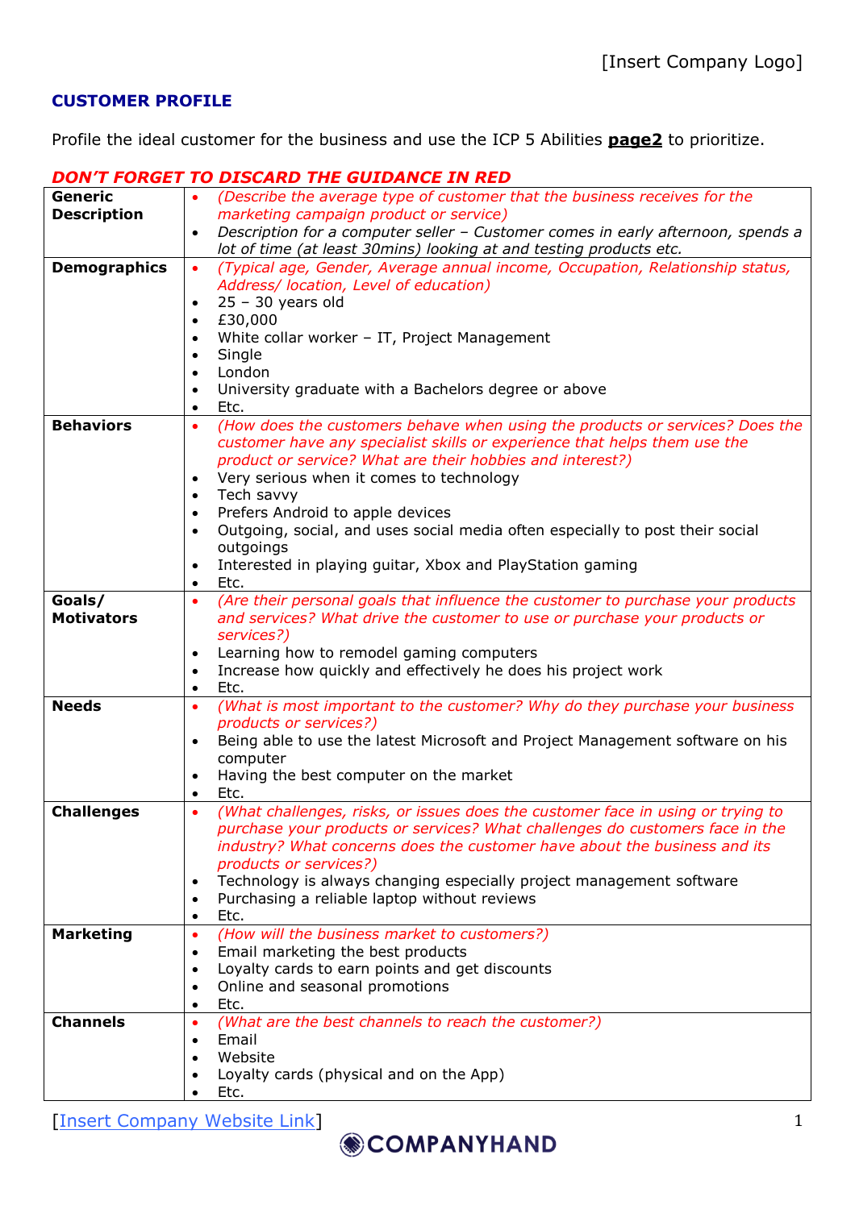[Insert Company Logo]

## CUSTOMER PROFILE

Profile the ideal customer for the business and use the ICP 5 Abilities **page2** to prioritize.

***DON'T FORGET TO DISCARD THE GUIDANCE IN RED***

| | |
|---|---|
| **Generic Description** | • *(Describe the average type of customer that the business receives for the marketing campaign product or service)*<br>• *Description for a computer seller – Customer comes in early afternoon, spends a lot of time (at least 30mins) looking at and testing products etc.* |
| **Demographics** | • *(Typical age, Gender, Average annual income, Occupation, Relationship status, Address/ location, Level of education)*<br>• 25 – 30 years old<br>• £30,000<br>• White collar worker – IT, Project Management<br>• Single<br>• London<br>• University graduate with a Bachelors degree or above<br>• Etc. |
| **Behaviors** | • *(How does the customers behave when using the products or services? Does the customer have any specialist skills or experience that helps them use the product or service? What are their hobbies and interest?)*<br>• Very serious when it comes to technology<br>• Tech savvy<br>• Prefers Android to apple devices<br>• Outgoing, social, and uses social media often especially to post their social outgoings<br>• Interested in playing guitar, Xbox and PlayStation gaming<br>• Etc. |
| **Goals/ Motivators** | • *(Are their personal goals that influence the customer to purchase your products and services? What drive the customer to use or purchase your products or services?)*<br>• Learning how to remodel gaming computers<br>• Increase how quickly and effectively he does his project work<br>• Etc. |
| **Needs** | • *(What is most important to the customer? Why do they purchase your business products or services?)*<br>• Being able to use the latest Microsoft and Project Management software on his computer<br>• Having the best computer on the market<br>• Etc. |
| **Challenges** | • *(What challenges, risks, or issues does the customer face in using or trying to purchase your products or services? What challenges do customers face in the industry? What concerns does the customer have about the business and its products or services?)*<br>• Technology is always changing especially project management software<br>• Purchasing a reliable laptop without reviews<br>• Etc. |
| **Marketing** | • *(How will the business market to customers?)*<br>• Email marketing the best products<br>• Loyalty cards to earn points and get discounts<br>• Online and seasonal promotions<br>• Etc. |
| **Channels** | • *(What are the best channels to reach the customer?)*<br>• Email<br>• Website<br>• Loyalty cards (physical and on the App)<br>• Etc. |

[Insert Company Website Link]

COMPANYHAND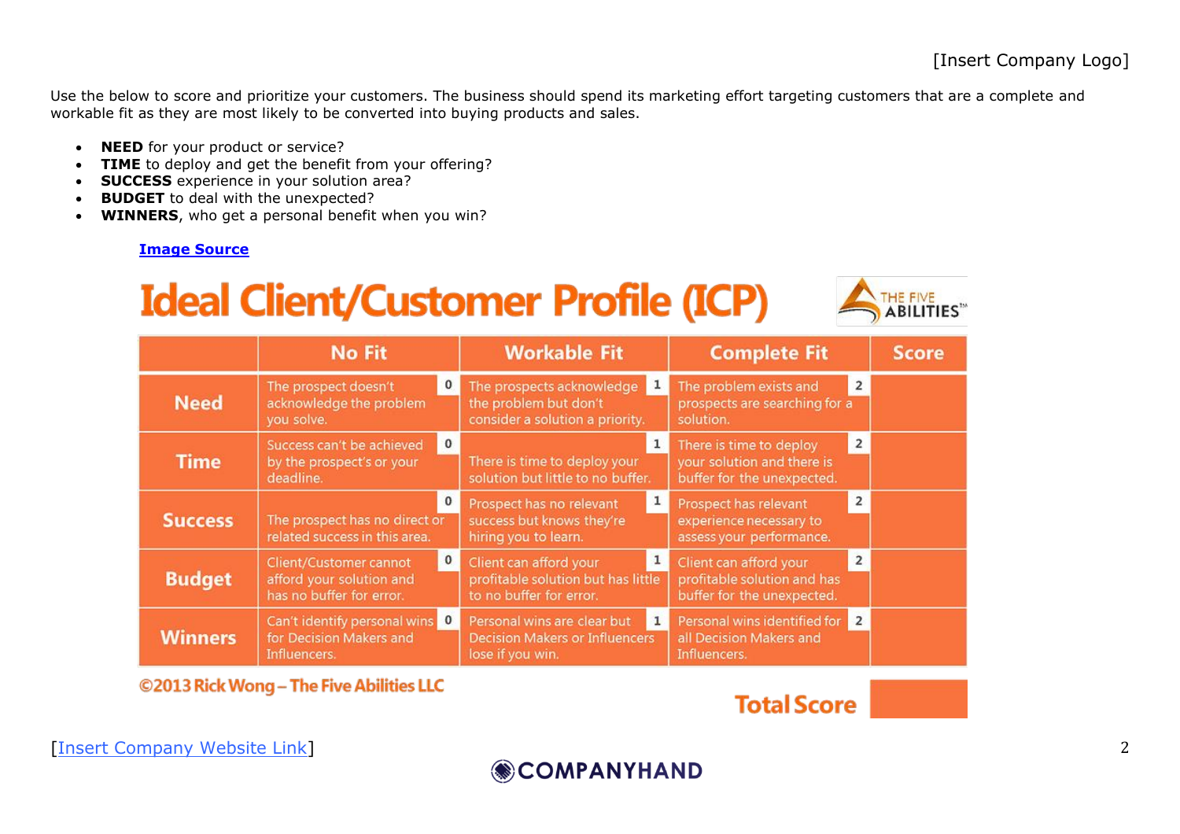[Insert Company Logo]

Use the below to score and prioritize your customers. The business should spend its marketing effort targeting customers that are a complete and workable fit as they are most likely to be converted into buying products and sales.

- **NEED** for your product or service?
- **TIME** to deploy and get the benefit from your offering?
- **SUCCESS** experience in your solution area?
- **BUDGET** to deal with the unexpected?
- **WINNERS**, who get a personal benefit when you win?

**Image Source**

# Ideal Client/Customer Profile (ICP)

THE FIVE ABILITIES™

| | No Fit | Workable Fit | Complete Fit | Score |
|---|---|---|---|---|
| **Need** | The prospect doesn't acknowledge the problem you solve. (0) | The prospects acknowledge the problem but don't consider a solution a priority. (1) | The problem exists and prospects are searching for a solution. (2) | |
| **Time** | Success can't be achieved by the prospect's or your deadline. (0) | There is time to deploy your solution but little to no buffer. (1) | There is time to deploy your solution and there is buffer for the unexpected. (2) | |
| **Success** | The prospect has no direct or related success in this area. (0) | Prospect has no relevant success but knows they're hiring you to learn. (1) | Prospect has relevant experience necessary to assess your performance. (2) | |
| **Budget** | Client/Customer cannot afford your solution and has no buffer for error. (0) | Client can afford your profitable solution but has little to no buffer for error. (1) | Client can afford your profitable solution and has buffer for the unexpected. (2) | |
| **Winners** | Can't identify personal wins for Decision Makers and Influencers. (0) | Personal wins are clear but Decision Makers or Influencers lose if you win. (1) | Personal wins identified for all Decision Makers and Influencers. (2) | |

©2013 Rick Wong – The Five Abilities LLC

**Total Score**

[Insert Company Website Link]

COMPANYHAND